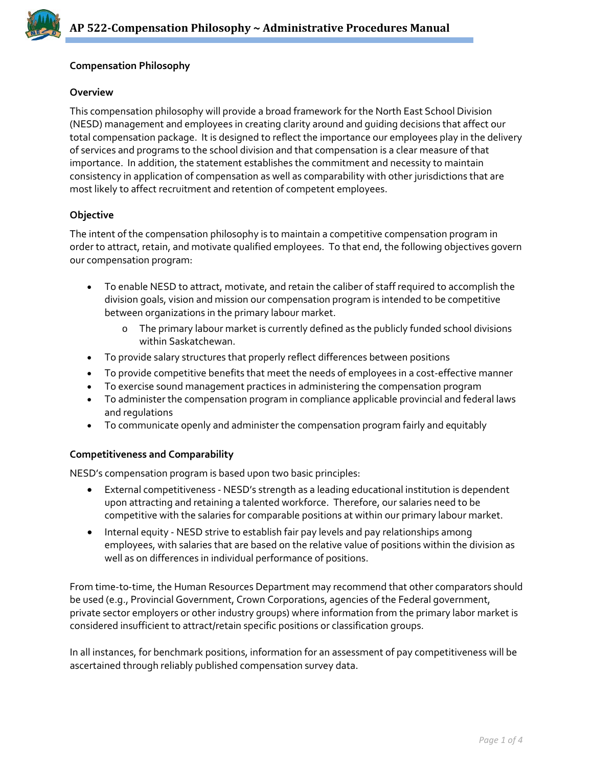# Compensation Philosophy

## Overview

This compensation philosophy will provide a broad framework for the North East School Division (NESD) management and employees in creating clarity around and guiding decisions that affect our total compensation package. It is designed to reflect the importance our employees play in the delivery of services and programs to the school division and that compensation is a clear measure of that importance. In addition, the statement establishes the commitment and necessity to maintain consistency in application of compensation as well as comparability with other jurisdictions that are most likely to affect recruitment and retention of competent employees.

## Objective

The intent of the compensation philosophy is to maintain a competitive compensation program in order to attract, retain, and motivate qualified employees. To that end, the following objectives govern our compensation program:

- To enable NESD to attract, motivate, and retain the caliber of staff required to accomplish the division goals, vision and mission our compensation program is intended to be competitive between organizations in the primary labour market.
  - The primary labour market is currently defined as the publicly funded school divisions within Saskatchewan.
- To provide salary structures that properly reflect differences between positions
- To provide competitive benefits that meet the needs of employees in a cost-effective manner
- To exercise sound management practices in administering the compensation program
- To administer the compensation program in compliance applicable provincial and federal laws and regulations
- To communicate openly and administer the compensation program fairly and equitably

## Competitiveness and Comparability

NESD's compensation program is based upon two basic principles:

- External competitiveness - NESD's strength as a leading educational institution is dependent upon attracting and retaining a talented workforce. Therefore, our salaries need to be competitive with the salaries for comparable positions at within our primary labour market.
- Internal equity - NESD strive to establish fair pay levels and pay relationships among employees, with salaries that are based on the relative value of positions within the division as well as on differences in individual performance of positions.

From time-to-time, the Human Resources Department may recommend that other comparators should be used (e.g., Provincial Government, Crown Corporations, agencies of the Federal government, private sector employers or other industry groups) where information from the primary labor market is considered insufficient to attract/retain specific positions or classification groups.

In all instances, for benchmark positions, information for an assessment of pay competitiveness will be ascertained through reliably published compensation survey data.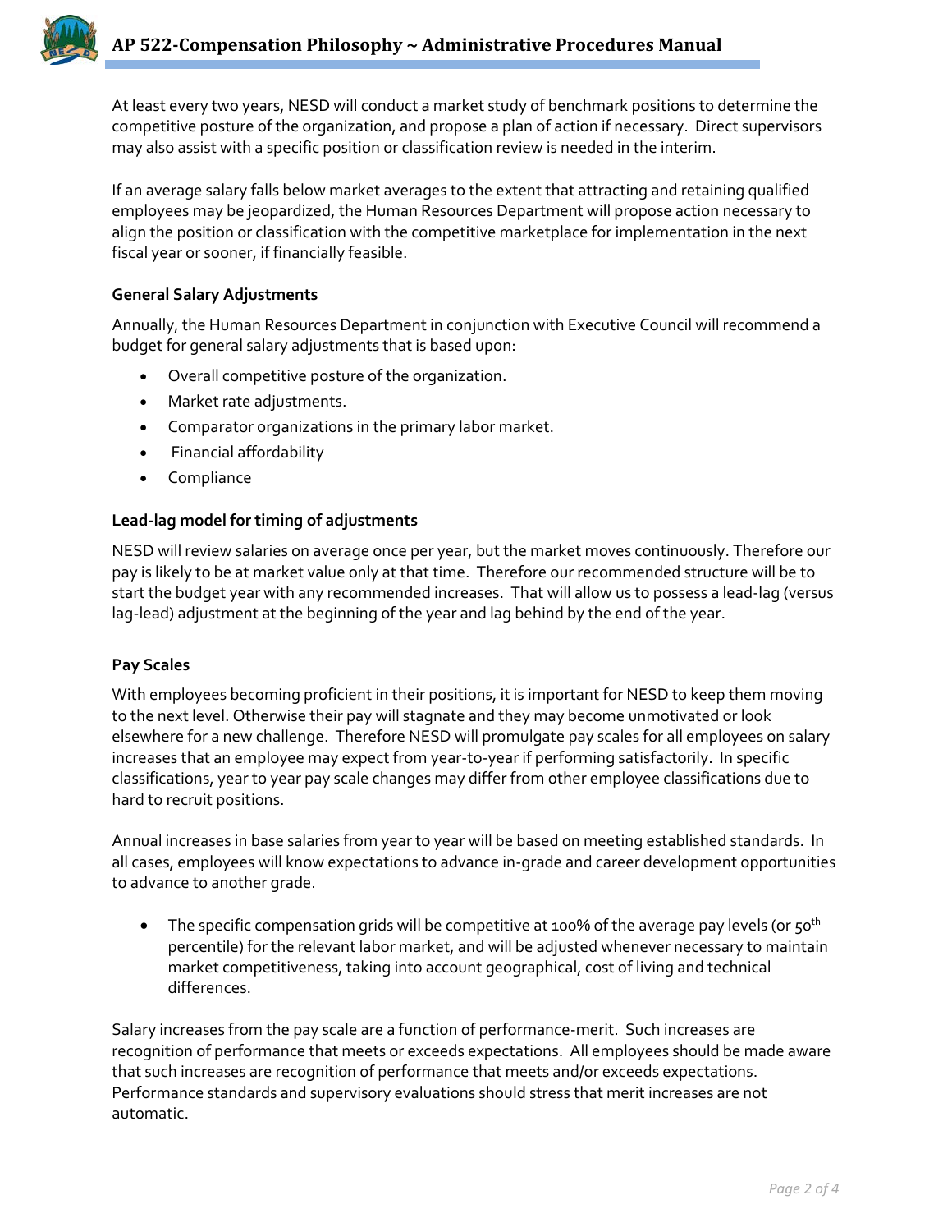At least every two years, NESD will conduct a market study of benchmark positions to determine the competitive posture of the organization, and propose a plan of action if necessary. Direct supervisors may also assist with a specific position or classification review is needed in the interim.

If an average salary falls below market averages to the extent that attracting and retaining qualified employees may be jeopardized, the Human Resources Department will propose action necessary to align the position or classification with the competitive marketplace for implementation in the next fiscal year or sooner, if financially feasible.

### General Salary Adjustments

Annually, the Human Resources Department in conjunction with Executive Council will recommend a budget for general salary adjustments that is based upon:

- Overall competitive posture of the organization.
- Market rate adjustments.
- Comparator organizations in the primary labor market.
- Financial affordability
- Compliance

### Lead-lag model for timing of adjustments

NESD will review salaries on average once per year, but the market moves continuously. Therefore our pay is likely to be at market value only at that time. Therefore our recommended structure will be to start the budget year with any recommended increases. That will allow us to possess a lead-lag (versus lag-lead) adjustment at the beginning of the year and lag behind by the end of the year.

### Pay Scales

With employees becoming proficient in their positions, it is important for NESD to keep them moving to the next level. Otherwise their pay will stagnate and they may become unmotivated or look elsewhere for a new challenge. Therefore NESD will promulgate pay scales for all employees on salary increases that an employee may expect from year-to-year if performing satisfactorily. In specific classifications, year to year pay scale changes may differ from other employee classifications due to hard to recruit positions.

Annual increases in base salaries from year to year will be based on meeting established standards. In all cases, employees will know expectations to advance in-grade and career development opportunities to advance to another grade.

- The specific compensation grids will be competitive at 100% of the average pay levels (or 50th percentile) for the relevant labor market, and will be adjusted whenever necessary to maintain market competitiveness, taking into account geographical, cost of living and technical differences.

Salary increases from the pay scale are a function of performance-merit. Such increases are recognition of performance that meets or exceeds expectations. All employees should be made aware that such increases are recognition of performance that meets and/or exceeds expectations. Performance standards and supervisory evaluations should stress that merit increases are not automatic.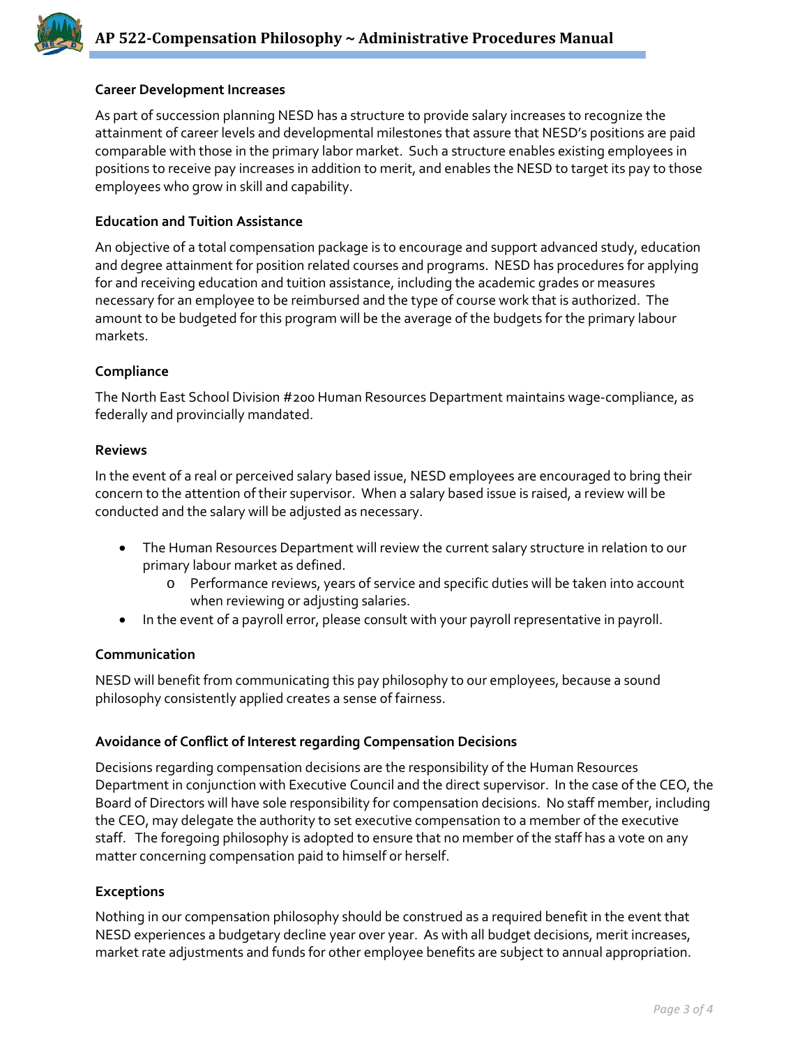### Career Development Increases

As part of succession planning NESD has a structure to provide salary increases to recognize the attainment of career levels and developmental milestones that assure that NESD's positions are paid comparable with those in the primary labor market. Such a structure enables existing employees in positions to receive pay increases in addition to merit, and enables the NESD to target its pay to those employees who grow in skill and capability.

### Education and Tuition Assistance

An objective of a total compensation package is to encourage and support advanced study, education and degree attainment for position related courses and programs. NESD has procedures for applying for and receiving education and tuition assistance, including the academic grades or measures necessary for an employee to be reimbursed and the type of course work that is authorized. The amount to be budgeted for this program will be the average of the budgets for the primary labour markets.

### Compliance

The North East School Division #200 Human Resources Department maintains wage-compliance, as federally and provincially mandated.

### Reviews

In the event of a real or perceived salary based issue, NESD employees are encouraged to bring their concern to the attention of their supervisor. When a salary based issue is raised, a review will be conducted and the salary will be adjusted as necessary.

- The Human Resources Department will review the current salary structure in relation to our primary labour market as defined.
  - Performance reviews, years of service and specific duties will be taken into account when reviewing or adjusting salaries.
- In the event of a payroll error, please consult with your payroll representative in payroll.

### Communication

NESD will benefit from communicating this pay philosophy to our employees, because a sound philosophy consistently applied creates a sense of fairness.

### Avoidance of Conflict of Interest regarding Compensation Decisions

Decisions regarding compensation decisions are the responsibility of the Human Resources Department in conjunction with Executive Council and the direct supervisor. In the case of the CEO, the Board of Directors will have sole responsibility for compensation decisions. No staff member, including the CEO, may delegate the authority to set executive compensation to a member of the executive staff. The foregoing philosophy is adopted to ensure that no member of the staff has a vote on any matter concerning compensation paid to himself or herself.

### Exceptions

Nothing in our compensation philosophy should be construed as a required benefit in the event that NESD experiences a budgetary decline year over year. As with all budget decisions, merit increases, market rate adjustments and funds for other employee benefits are subject to annual appropriation.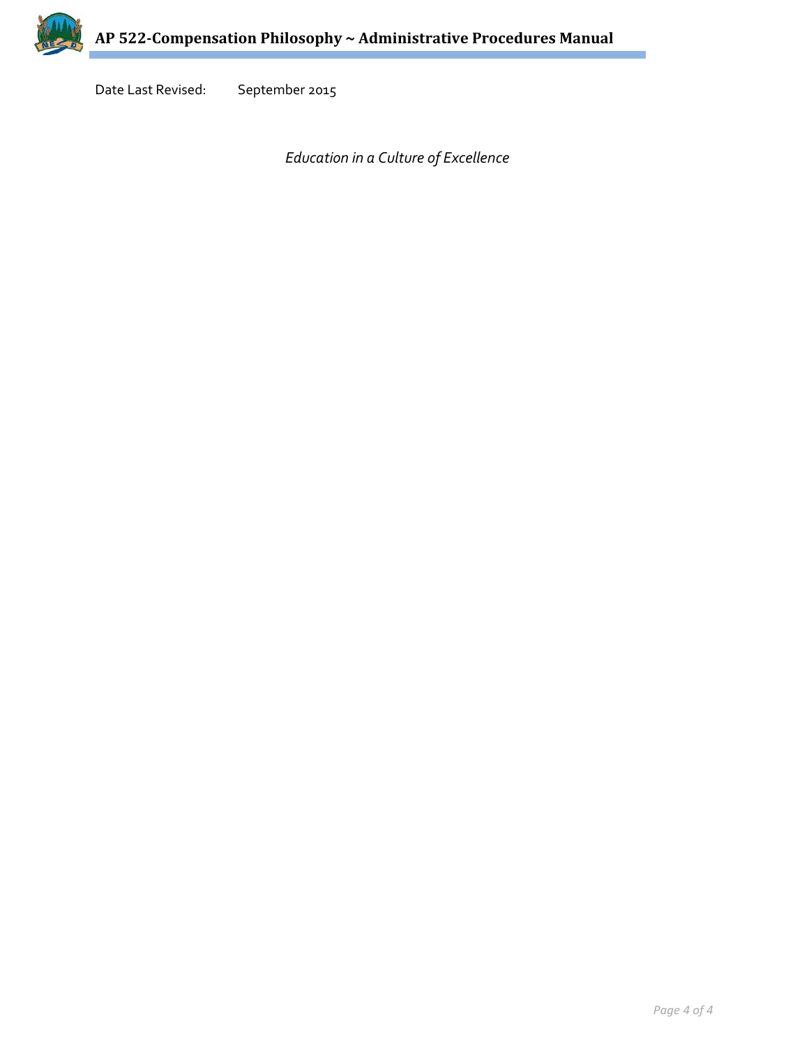Date Last Revised: September 2015

*Education in a Culture of Excellence*